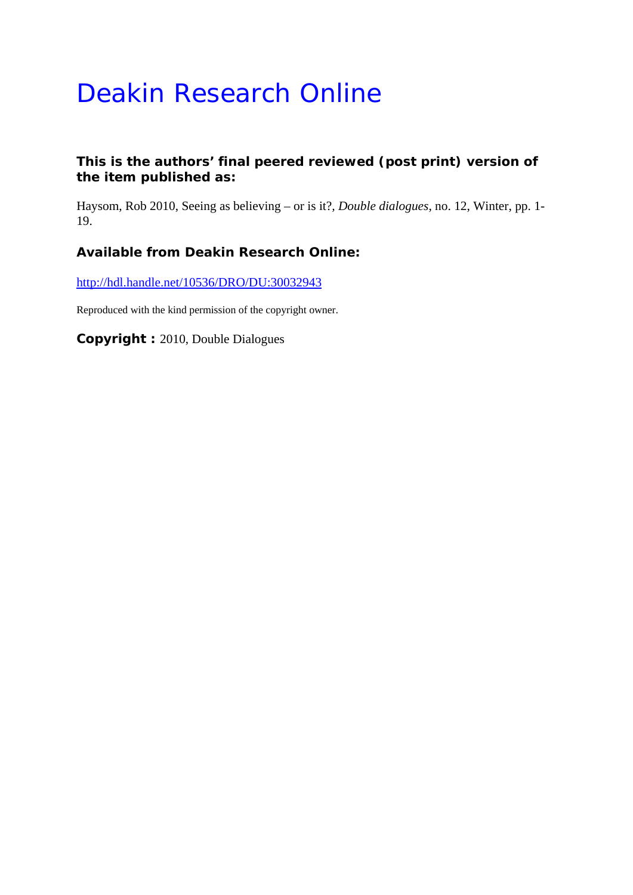# Deakin Research Online

**This is the authors' final peered reviewed (post print) version of the item published as:**

Haysom, Rob 2010, Seeing as believing – or is it?, *Double dialogues*, no. 12, Winter, pp. 1-19.

**Available from Deakin Research Online:**

http://hdl.handle.net/10536/DRO/DU:30032943

Reproduced with the kind permission of the copyright owner.

**Copyright :** 2010, Double Dialogues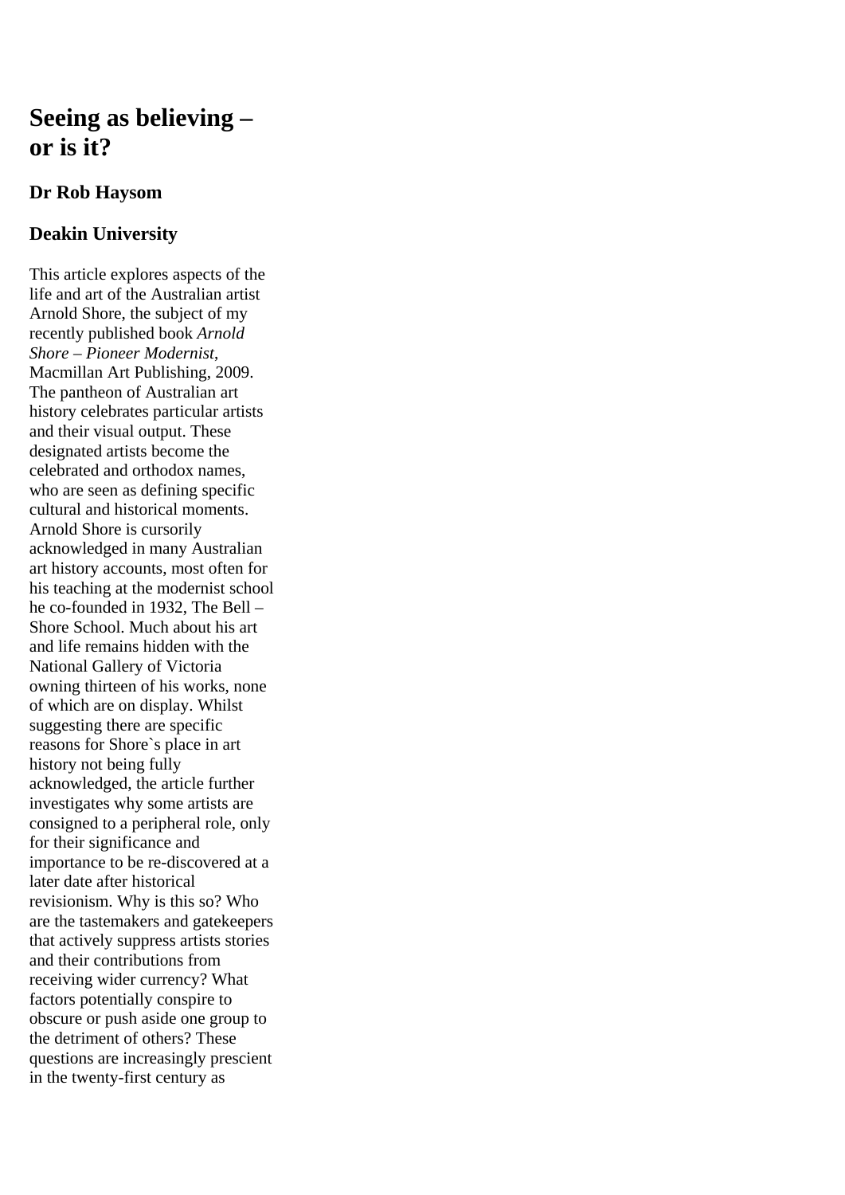# Seeing as believing – or is it?

### Dr Rob Haysom

### Deakin University

This article explores aspects of the life and art of the Australian artist Arnold Shore, the subject of my recently published book *Arnold Shore – Pioneer Modernist*, Macmillan Art Publishing, 2009. The pantheon of Australian art history celebrates particular artists and their visual output. These designated artists become the celebrated and orthodox names, who are seen as defining specific cultural and historical moments. Arnold Shore is cursorily acknowledged in many Australian art history accounts, most often for his teaching at the modernist school he co-founded in 1932, The Bell – Shore School. Much about his art and life remains hidden with the National Gallery of Victoria owning thirteen of his works, none of which are on display. Whilst suggesting there are specific reasons for Shore`s place in art history not being fully acknowledged, the article further investigates why some artists are consigned to a peripheral role, only for their significance and importance to be re-discovered at a later date after historical revisionism. Why is this so? Who are the tastemakers and gatekeepers that actively suppress artists stories and their contributions from receiving wider currency? What factors potentially conspire to obscure or push aside one group to the detriment of others? These questions are increasingly prescient in the twenty-first century as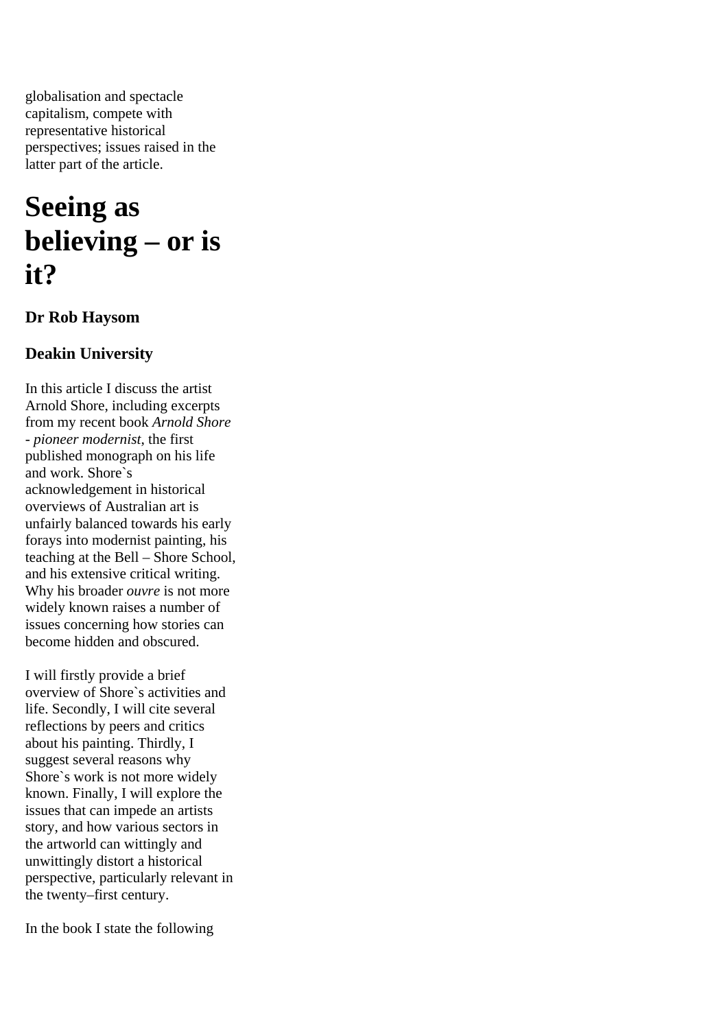globalisation and spectacle capitalism, compete with representative historical perspectives; issues raised in the latter part of the article.

# Seeing as believing – or is it?

### Dr Rob Haysom

### Deakin University

In this article I discuss the artist Arnold Shore, including excerpts from my recent book *Arnold Shore - pioneer modernist*, the first published monograph on his life and work. Shore`s acknowledgement in historical overviews of Australian art is unfairly balanced towards his early forays into modernist painting, his teaching at the Bell – Shore School, and his extensive critical writing. Why his broader *ouvre* is not more widely known raises a number of issues concerning how stories can become hidden and obscured.

I will firstly provide a brief overview of Shore`s activities and life. Secondly, I will cite several reflections by peers and critics about his painting. Thirdly, I suggest several reasons why Shore`s work is not more widely known. Finally, I will explore the issues that can impede an artists story, and how various sectors in the artworld can wittingly and unwittingly distort a historical perspective, particularly relevant in the twenty–first century.

In the book I state the following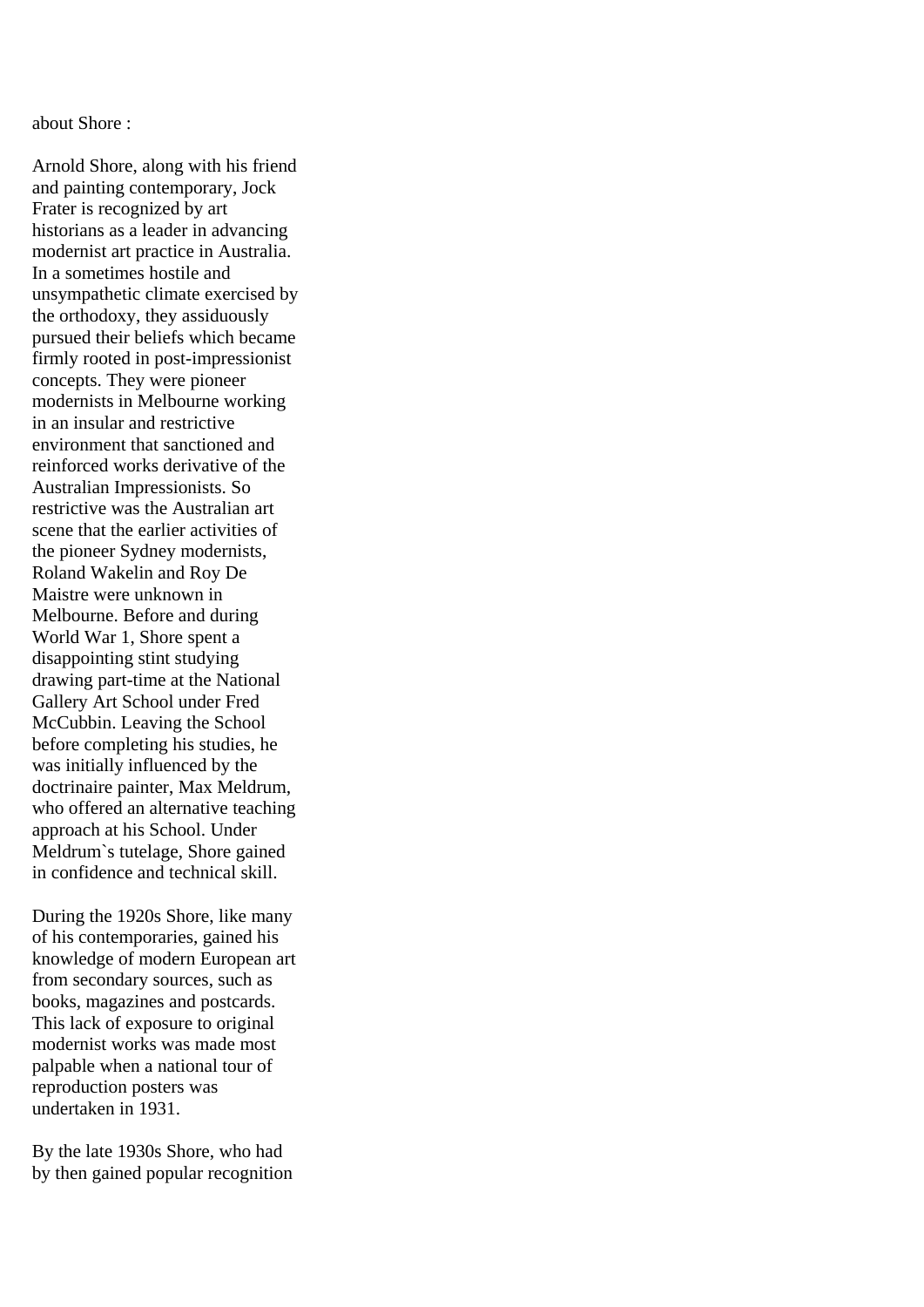about Shore :

Arnold Shore, along with his friend and painting contemporary, Jock Frater is recognized by art historians as a leader in advancing modernist art practice in Australia. In a sometimes hostile and unsympathetic climate exercised by the orthodoxy, they assiduously pursued their beliefs which became firmly rooted in post-impressionist concepts. They were pioneer modernists in Melbourne working in an insular and restrictive environment that sanctioned and reinforced works derivative of the Australian Impressionists. So restrictive was the Australian art scene that the earlier activities of the pioneer Sydney modernists, Roland Wakelin and Roy De Maistre were unknown in Melbourne. Before and during World War 1, Shore spent a disappointing stint studying drawing part-time at the National Gallery Art School under Fred McCubbin. Leaving the School before completing his studies, he was initially influenced by the doctrinaire painter, Max Meldrum, who offered an alternative teaching approach at his School. Under Meldrum`s tutelage, Shore gained in confidence and technical skill.

During the 1920s Shore, like many of his contemporaries, gained his knowledge of modern European art from secondary sources, such as books, magazines and postcards. This lack of exposure to original modernist works was made most palpable when a national tour of reproduction posters was undertaken in 1931.

By the late 1930s Shore, who had by then gained popular recognition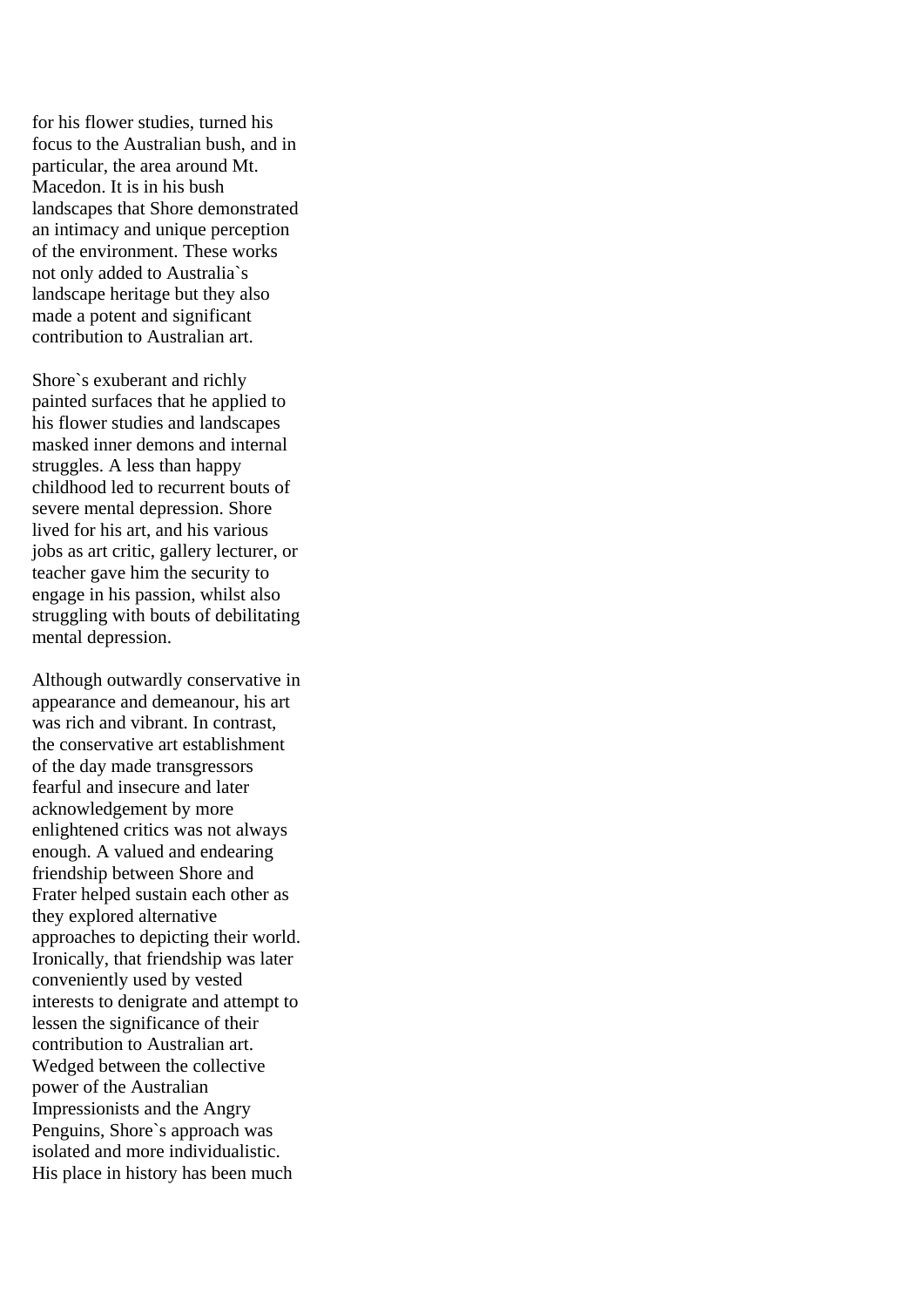for his flower studies, turned his focus to the Australian bush, and in particular, the area around Mt. Macedon. It is in his bush landscapes that Shore demonstrated an intimacy and unique perception of the environment. These works not only added to Australia`s landscape heritage but they also made a potent and significant contribution to Australian art.

Shore`s exuberant and richly painted surfaces that he applied to his flower studies and landscapes masked inner demons and internal struggles. A less than happy childhood led to recurrent bouts of severe mental depression. Shore lived for his art, and his various jobs as art critic, gallery lecturer, or teacher gave him the security to engage in his passion, whilst also struggling with bouts of debilitating mental depression.

Although outwardly conservative in appearance and demeanour, his art was rich and vibrant. In contrast, the conservative art establishment of the day made transgressors fearful and insecure and later acknowledgement by more enlightened critics was not always enough. A valued and endearing friendship between Shore and Frater helped sustain each other as they explored alternative approaches to depicting their world. Ironically, that friendship was later conveniently used by vested interests to denigrate and attempt to lessen the significance of their contribution to Australian art. Wedged between the collective power of the Australian Impressionists and the Angry Penguins, Shore`s approach was isolated and more individualistic. His place in history has been much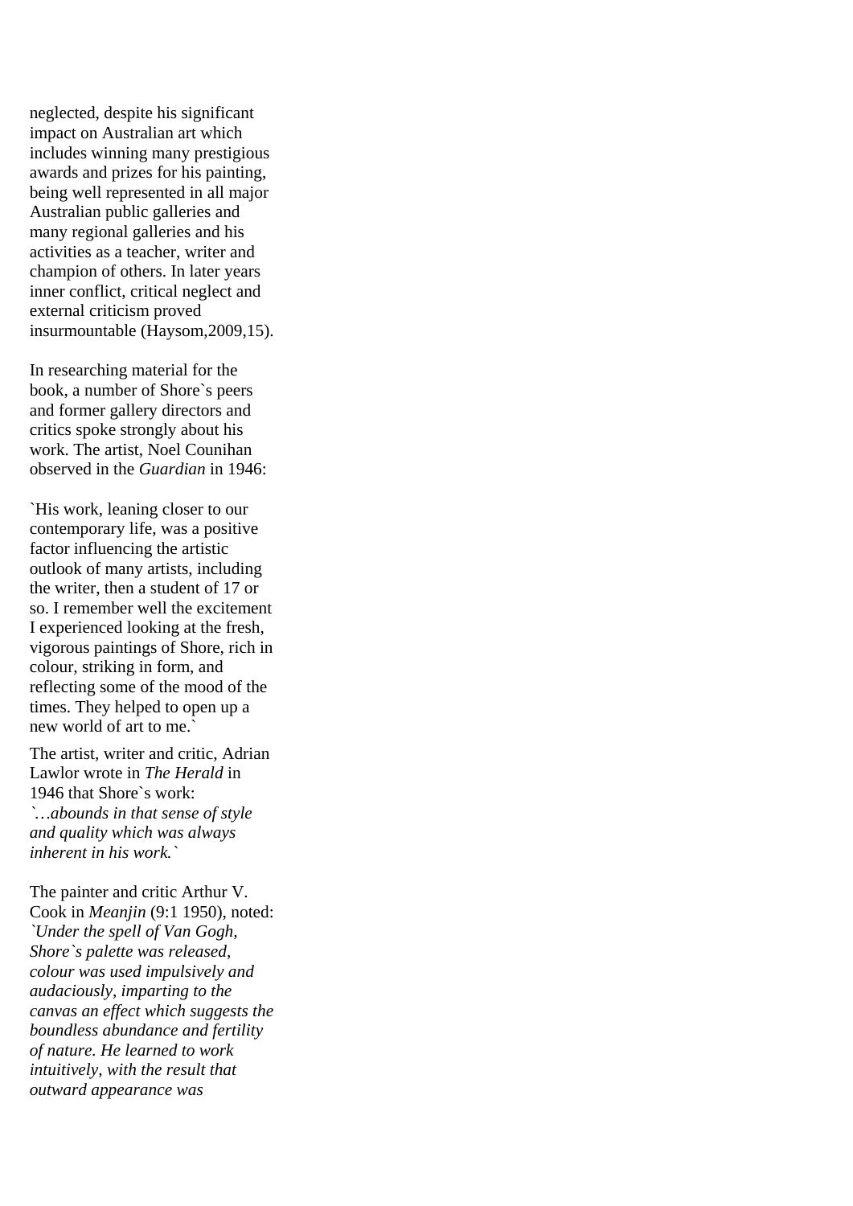neglected, despite his significant impact on Australian art which includes winning many prestigious awards and prizes for his painting, being well represented in all major Australian public galleries and many regional galleries and his activities as a teacher, writer and champion of others. In later years inner conflict, critical neglect and external criticism proved insurmountable (Haysom,2009,15).

In researching material for the book, a number of Shore`s peers and former gallery directors and critics spoke strongly about his work. The artist, Noel Counihan observed in the *Guardian* in 1946:

`His work, leaning closer to our contemporary life, was a positive factor influencing the artistic outlook of many artists, including the writer, then a student of 17 or so. I remember well the excitement I experienced looking at the fresh, vigorous paintings of Shore, rich in colour, striking in form, and reflecting some of the mood of the times. They helped to open up a new world of art to me.`

The artist, writer and critic, Adrian Lawlor wrote in *The Herald* in 1946 that Shore`s work: *`…abounds in that sense of style and quality which was always inherent in his work.`*

The painter and critic Arthur V. Cook in *Meanjin* (9:1 1950), noted: *`Under the spell of Van Gogh, Shore`s palette was released, colour was used impulsively and audaciously, imparting to the canvas an effect which suggests the boundless abundance and fertility of nature. He learned to work intuitively, with the result that outward appearance was*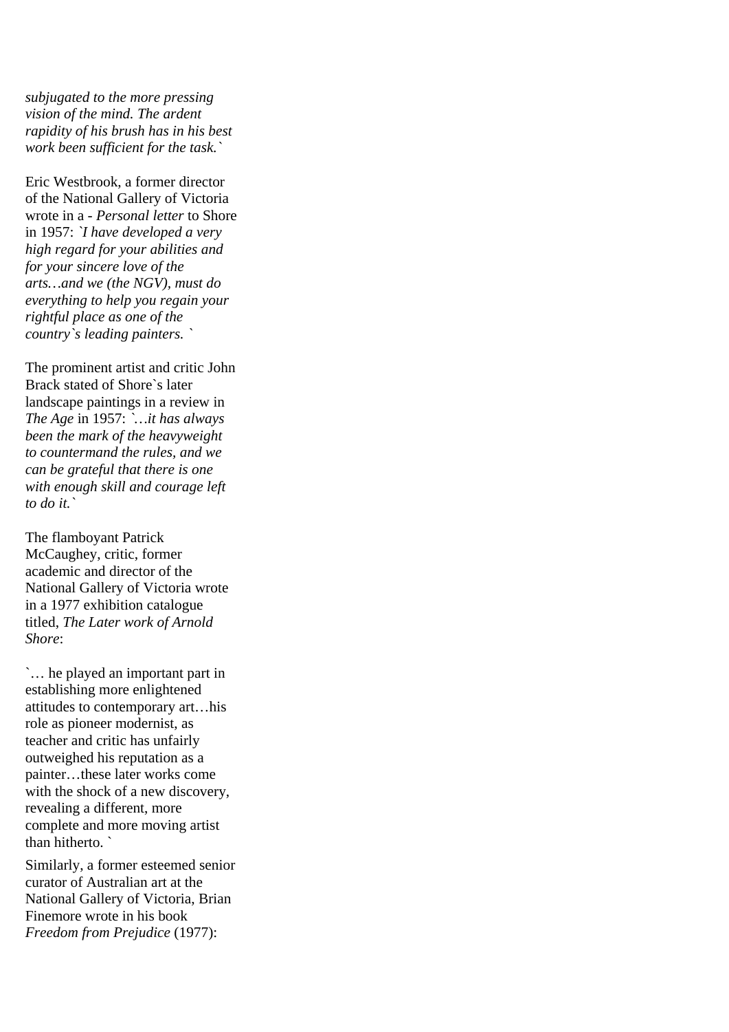*subjugated to the more pressing vision of the mind. The ardent rapidity of his brush has in his best work been sufficient for the task.`*

Eric Westbrook, a former director of the National Gallery of Victoria wrote in a - *Personal letter* to Shore in 1957: *`I have developed a very high regard for your abilities and for your sincere love of the arts…and we (the NGV), must do everything to help you regain your rightful place as one of the country`s leading painters. `*

The prominent artist and critic John Brack stated of Shore`s later landscape paintings in a review in *The Age* in 1957: *`…it has always been the mark of the heavyweight to countermand the rules, and we can be grateful that there is one with enough skill and courage left to do it.`*

The flamboyant Patrick McCaughey, critic, former academic and director of the National Gallery of Victoria wrote in a 1977 exhibition catalogue titled, *The Later work of Arnold Shore*:

`… he played an important part in establishing more enlightened attitudes to contemporary art…his role as pioneer modernist, as teacher and critic has unfairly outweighed his reputation as a painter…these later works come with the shock of a new discovery, revealing a different, more complete and more moving artist than hitherto. `

Similarly, a former esteemed senior curator of Australian art at the National Gallery of Victoria, Brian Finemore wrote in his book *Freedom from Prejudice* (1977):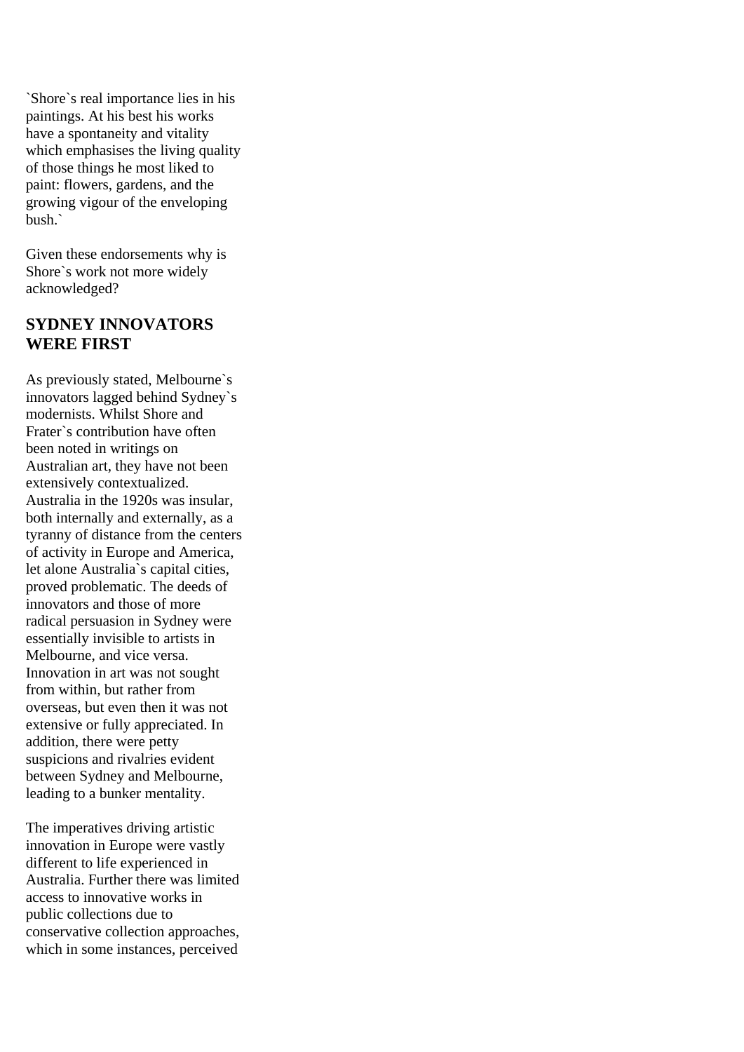`Shore`s real importance lies in his paintings. At his best his works have a spontaneity and vitality which emphasises the living quality of those things he most liked to paint: flowers, gardens, and the growing vigour of the enveloping bush.`

Given these endorsements why is Shore`s work not more widely acknowledged?

## SYDNEY INNOVATORS WERE FIRST

As previously stated, Melbourne`s innovators lagged behind Sydney`s modernists. Whilst Shore and Frater`s contribution have often been noted in writings on Australian art, they have not been extensively contextualized. Australia in the 1920s was insular, both internally and externally, as a tyranny of distance from the centers of activity in Europe and America, let alone Australia`s capital cities, proved problematic. The deeds of innovators and those of more radical persuasion in Sydney were essentially invisible to artists in Melbourne, and vice versa. Innovation in art was not sought from within, but rather from overseas, but even then it was not extensive or fully appreciated. In addition, there were petty suspicions and rivalries evident between Sydney and Melbourne, leading to a bunker mentality.

The imperatives driving artistic innovation in Europe were vastly different to life experienced in Australia. Further there was limited access to innovative works in public collections due to conservative collection approaches, which in some instances, perceived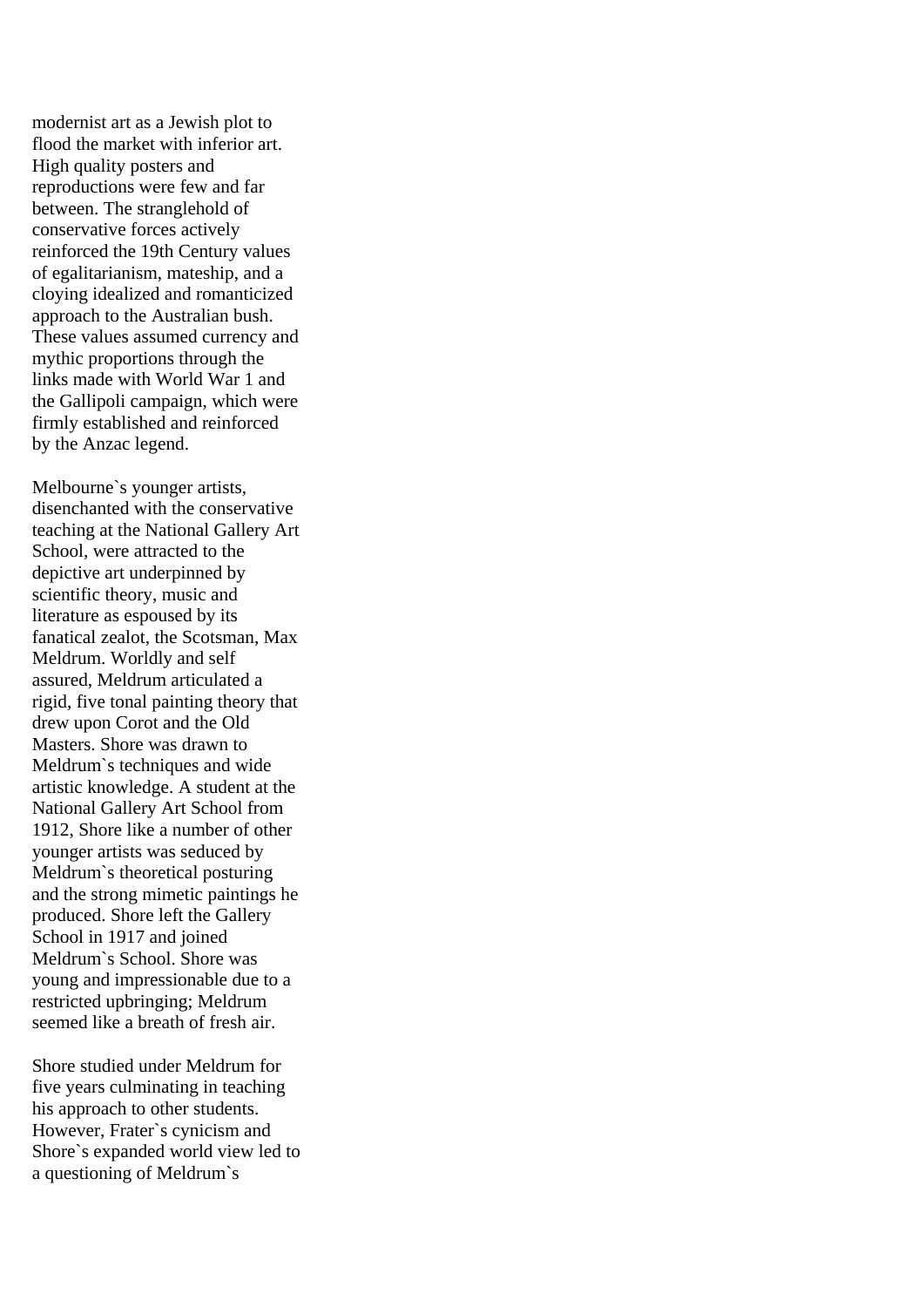modernist art as a Jewish plot to flood the market with inferior art. High quality posters and reproductions were few and far between. The stranglehold of conservative forces actively reinforced the 19th Century values of egalitarianism, mateship, and a cloying idealized and romanticized approach to the Australian bush. These values assumed currency and mythic proportions through the links made with World War 1 and the Gallipoli campaign, which were firmly established and reinforced by the Anzac legend.

Melbourne`s younger artists, disenchanted with the conservative teaching at the National Gallery Art School, were attracted to the depictive art underpinned by scientific theory, music and literature as espoused by its fanatical zealot, the Scotsman, Max Meldrum. Worldly and self assured, Meldrum articulated a rigid, five tonal painting theory that drew upon Corot and the Old Masters. Shore was drawn to Meldrum`s techniques and wide artistic knowledge. A student at the National Gallery Art School from 1912, Shore like a number of other younger artists was seduced by Meldrum`s theoretical posturing and the strong mimetic paintings he produced. Shore left the Gallery School in 1917 and joined Meldrum`s School. Shore was young and impressionable due to a restricted upbringing; Meldrum seemed like a breath of fresh air.

Shore studied under Meldrum for five years culminating in teaching his approach to other students. However, Frater`s cynicism and Shore`s expanded world view led to a questioning of Meldrum`s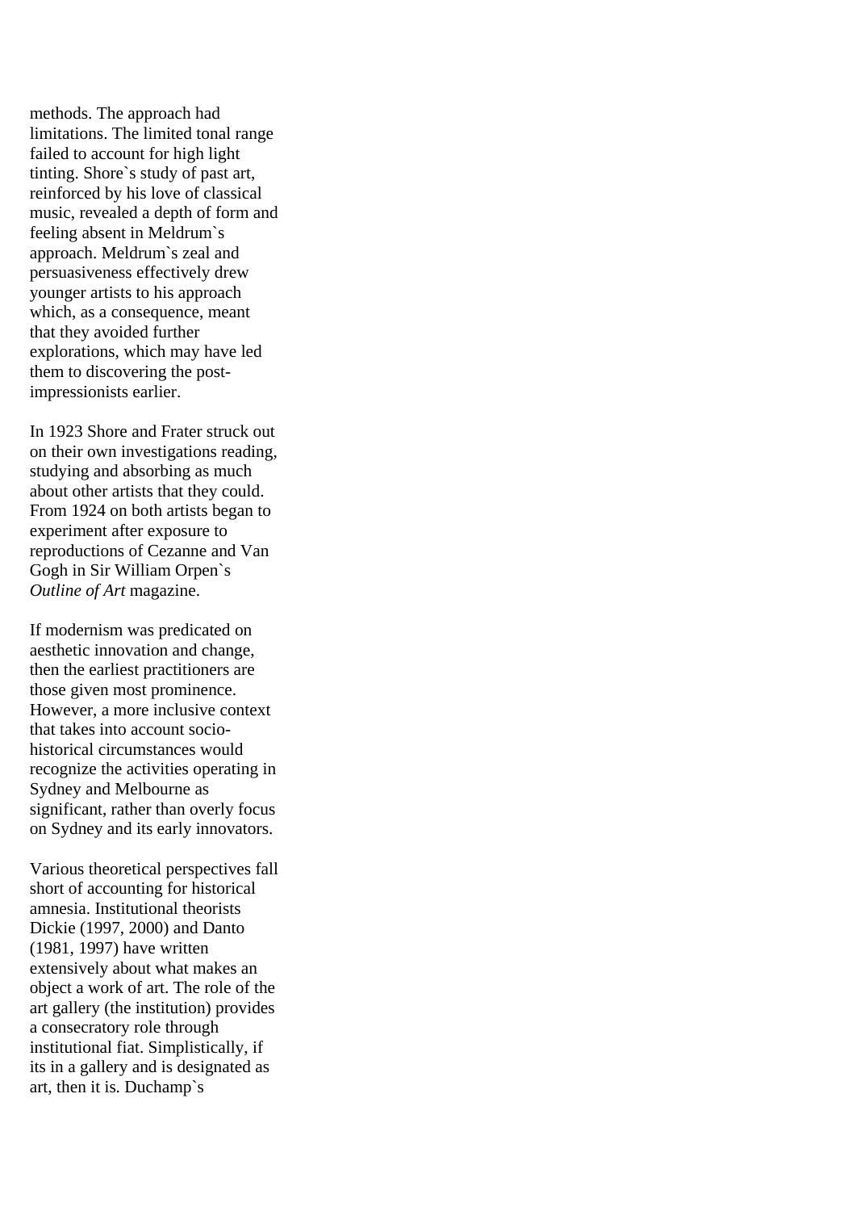methods. The approach had limitations. The limited tonal range failed to account for high light tinting. Shore`s study of past art, reinforced by his love of classical music, revealed a depth of form and feeling absent in Meldrum`s approach. Meldrum`s zeal and persuasiveness effectively drew younger artists to his approach which, as a consequence, meant that they avoided further explorations, which may have led them to discovering the post-impressionists earlier.

In 1923 Shore and Frater struck out on their own investigations reading, studying and absorbing as much about other artists that they could. From 1924 on both artists began to experiment after exposure to reproductions of Cezanne and Van Gogh in Sir William Orpen`s *Outline of Art* magazine.

If modernism was predicated on aesthetic innovation and change, then the earliest practitioners are those given most prominence. However, a more inclusive context that takes into account socio-historical circumstances would recognize the activities operating in Sydney and Melbourne as significant, rather than overly focus on Sydney and its early innovators.

Various theoretical perspectives fall short of accounting for historical amnesia. Institutional theorists Dickie (1997, 2000) and Danto (1981, 1997) have written extensively about what makes an object a work of art. The role of the art gallery (the institution) provides a consecratory role through institutional fiat. Simplistically, if its in a gallery and is designated as art, then it is. Duchamp`s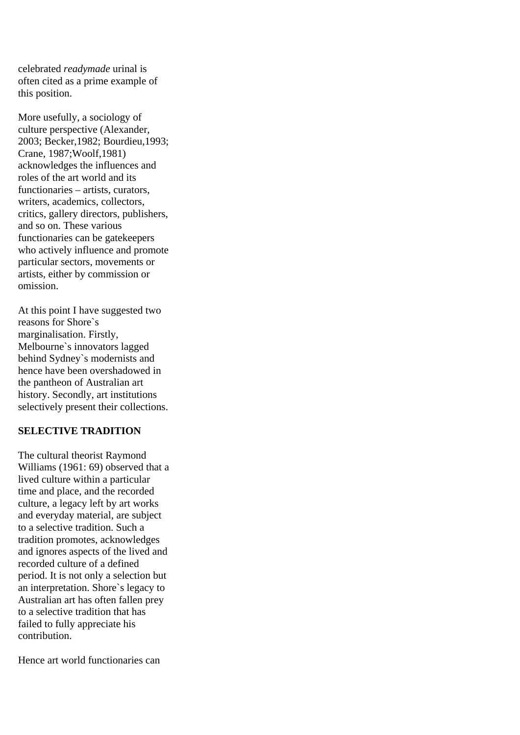celebrated *readymade* urinal is often cited as a prime example of this position.

More usefully, a sociology of culture perspective (Alexander, 2003; Becker,1982; Bourdieu,1993; Crane, 1987;Woolf,1981) acknowledges the influences and roles of the art world and its functionaries – artists, curators, writers, academics, collectors, critics, gallery directors, publishers, and so on. These various functionaries can be gatekeepers who actively influence and promote particular sectors, movements or artists, either by commission or omission.

At this point I have suggested two reasons for Shore`s marginalisation. Firstly, Melbourne`s innovators lagged behind Sydney`s modernists and hence have been overshadowed in the pantheon of Australian art history. Secondly, art institutions selectively present their collections.

**SELECTIVE TRADITION**

The cultural theorist Raymond Williams (1961: 69) observed that a lived culture within a particular time and place, and the recorded culture, a legacy left by art works and everyday material, are subject to a selective tradition. Such a tradition promotes, acknowledges and ignores aspects of the lived and recorded culture of a defined period. It is not only a selection but an interpretation. Shore`s legacy to Australian art has often fallen prey to a selective tradition that has failed to fully appreciate his contribution.

Hence art world functionaries can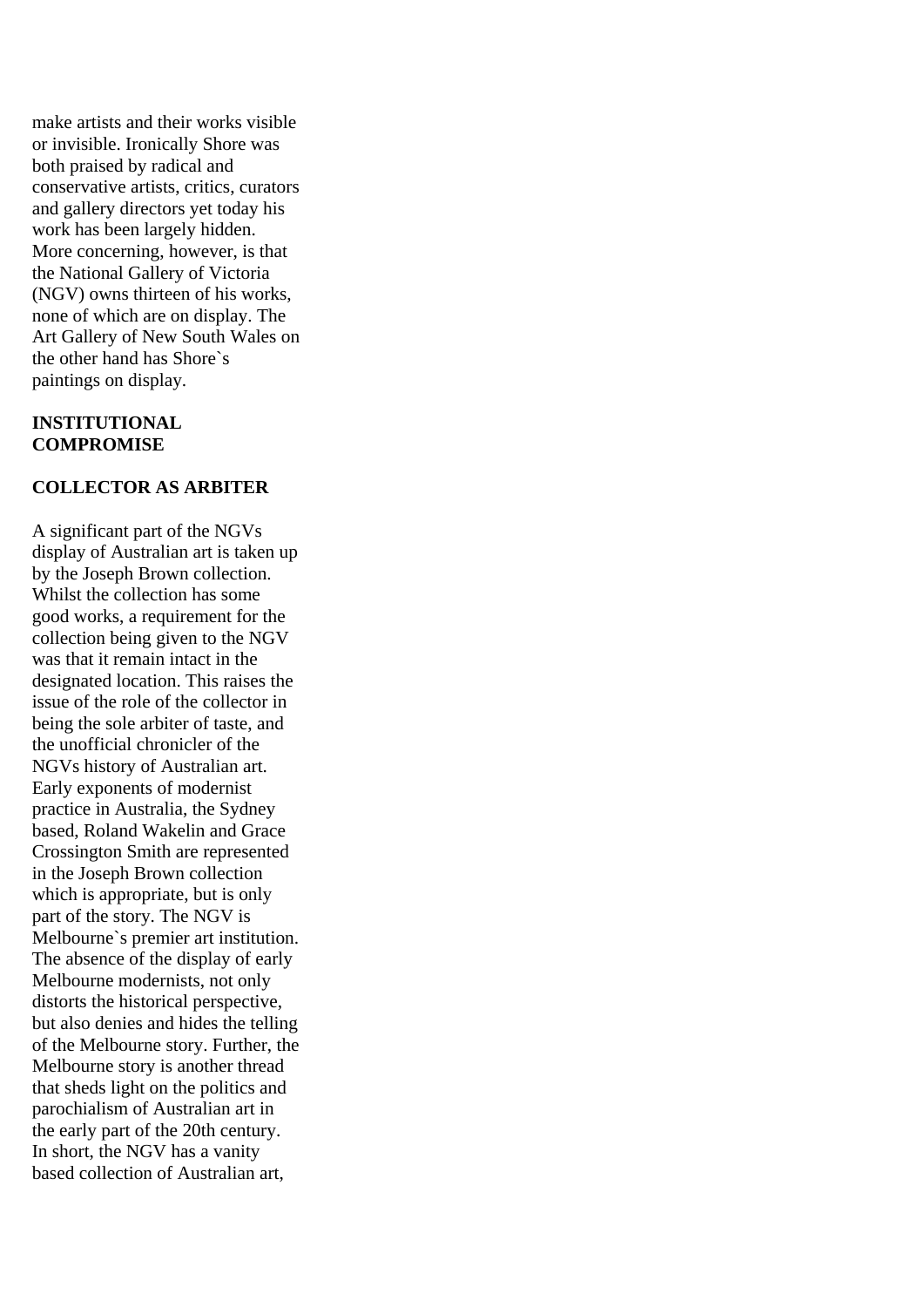make artists and their works visible or invisible. Ironically Shore was both praised by radical and conservative artists, critics, curators and gallery directors yet today his work has been largely hidden. More concerning, however, is that the National Gallery of Victoria (NGV) owns thirteen of his works, none of which are on display. The Art Gallery of New South Wales on the other hand has Shore`s paintings on display.

**INSTITUTIONAL COMPROMISE**

**COLLECTOR AS ARBITER**

A significant part of the NGVs display of Australian art is taken up by the Joseph Brown collection. Whilst the collection has some good works, a requirement for the collection being given to the NGV was that it remain intact in the designated location. This raises the issue of the role of the collector in being the sole arbiter of taste, and the unofficial chronicler of the NGVs history of Australian art. Early exponents of modernist practice in Australia, the Sydney based, Roland Wakelin and Grace Crossington Smith are represented in the Joseph Brown collection which is appropriate, but is only part of the story. The NGV is Melbourne`s premier art institution. The absence of the display of early Melbourne modernists, not only distorts the historical perspective, but also denies and hides the telling of the Melbourne story. Further, the Melbourne story is another thread that sheds light on the politics and parochialism of Australian art in the early part of the 20th century. In short, the NGV has a vanity based collection of Australian art,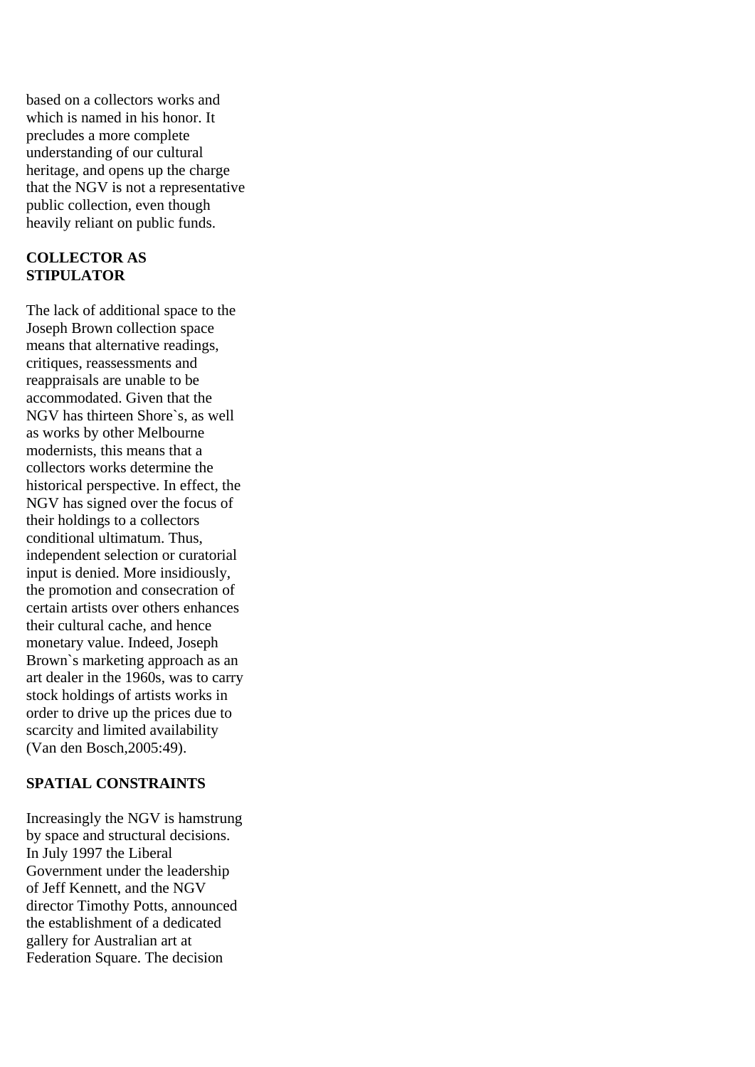based on a collectors works and which is named in his honor. It precludes a more complete understanding of our cultural heritage, and opens up the charge that the NGV is not a representative public collection, even though heavily reliant on public funds.

**COLLECTOR AS STIPULATOR**

The lack of additional space to the Joseph Brown collection space means that alternative readings, critiques, reassessments and reappraisals are unable to be accommodated. Given that the NGV has thirteen Shore`s, as well as works by other Melbourne modernists, this means that a collectors works determine the historical perspective. In effect, the NGV has signed over the focus of their holdings to a collectors conditional ultimatum. Thus, independent selection or curatorial input is denied. More insidiously, the promotion and consecration of certain artists over others enhances their cultural cache, and hence monetary value. Indeed, Joseph Brown`s marketing approach as an art dealer in the 1960s, was to carry stock holdings of artists works in order to drive up the prices due to scarcity and limited availability (Van den Bosch,2005:49).

**SPATIAL CONSTRAINTS**

Increasingly the NGV is hamstrung by space and structural decisions. In July 1997 the Liberal Government under the leadership of Jeff Kennett, and the NGV director Timothy Potts, announced the establishment of a dedicated gallery for Australian art at Federation Square. The decision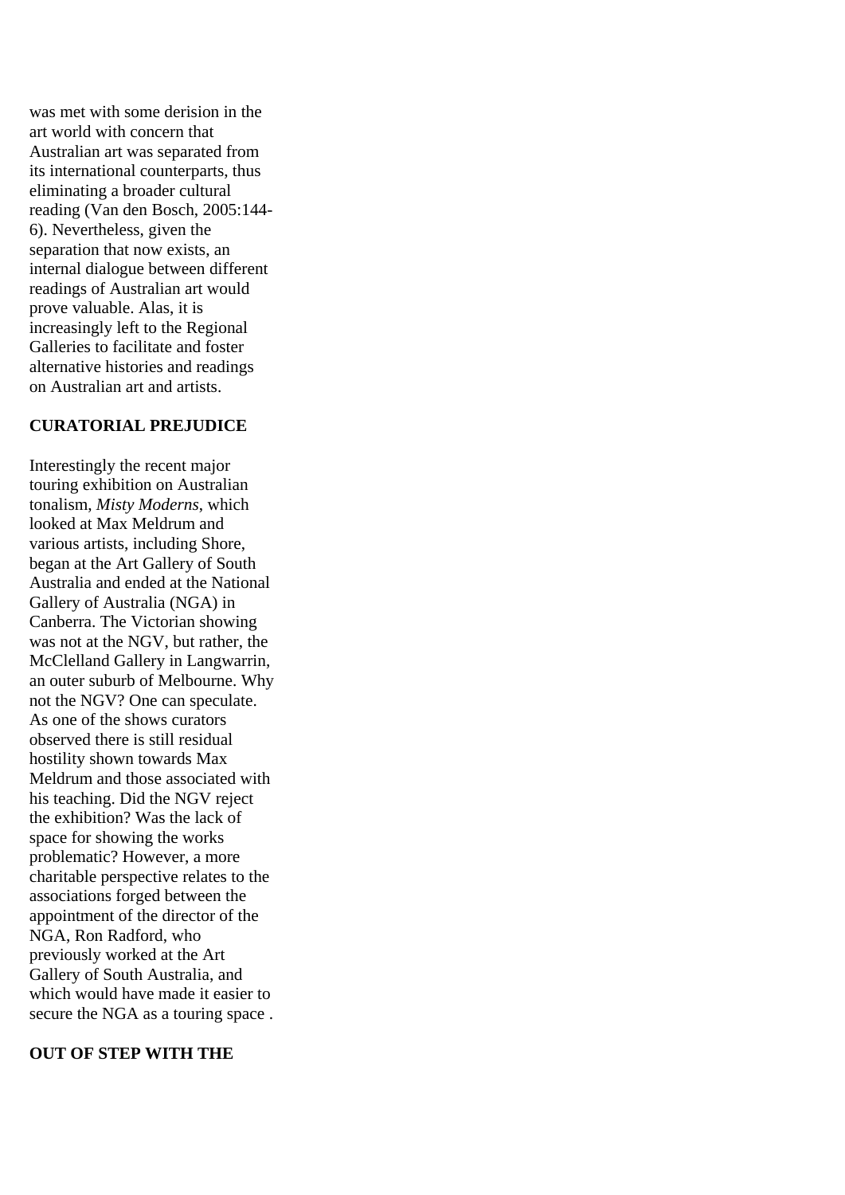was met with some derision in the art world with concern that Australian art was separated from its international counterparts, thus eliminating a broader cultural reading (Van den Bosch, 2005:144-6). Nevertheless, given the separation that now exists, an internal dialogue between different readings of Australian art would prove valuable. Alas, it is increasingly left to the Regional Galleries to facilitate and foster alternative histories and readings on Australian art and artists.

**CURATORIAL PREJUDICE**

Interestingly the recent major touring exhibition on Australian tonalism, *Misty Moderns*, which looked at Max Meldrum and various artists, including Shore, began at the Art Gallery of South Australia and ended at the National Gallery of Australia (NGA) in Canberra. The Victorian showing was not at the NGV, but rather, the McClelland Gallery in Langwarrin, an outer suburb of Melbourne. Why not the NGV? One can speculate. As one of the shows curators observed there is still residual hostility shown towards Max Meldrum and those associated with his teaching. Did the NGV reject the exhibition? Was the lack of space for showing the works problematic? However, a more charitable perspective relates to the associations forged between the appointment of the director of the NGA, Ron Radford, who previously worked at the Art Gallery of South Australia, and which would have made it easier to secure the NGA as a touring space .

**OUT OF STEP WITH THE**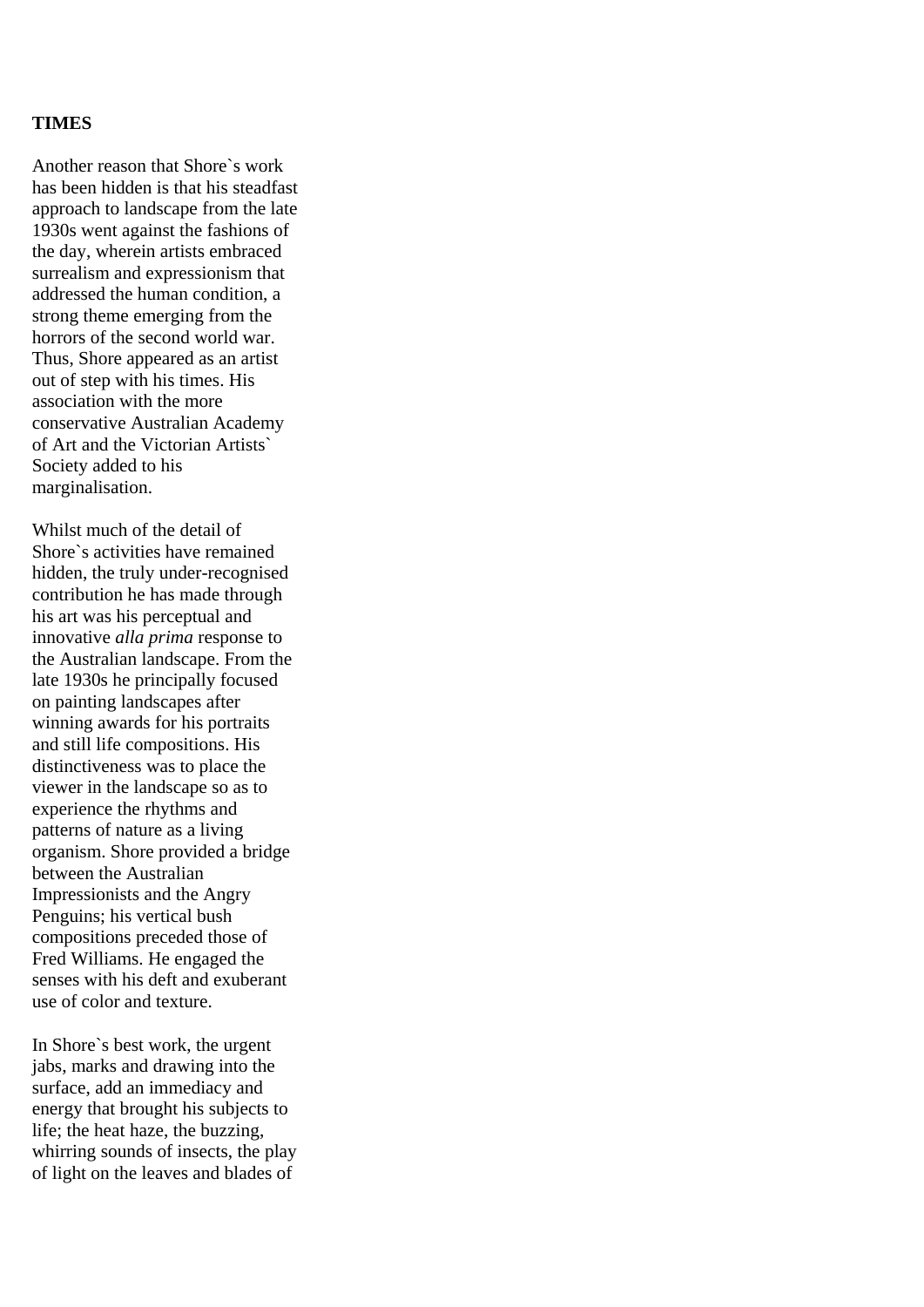**TIMES**

Another reason that Shore`s work has been hidden is that his steadfast approach to landscape from the late 1930s went against the fashions of the day, wherein artists embraced surrealism and expressionism that addressed the human condition, a strong theme emerging from the horrors of the second world war. Thus, Shore appeared as an artist out of step with his times. His association with the more conservative Australian Academy of Art and the Victorian Artists` Society added to his marginalisation.

Whilst much of the detail of Shore`s activities have remained hidden, the truly under-recognised contribution he has made through his art was his perceptual and innovative *alla prima* response to the Australian landscape. From the late 1930s he principally focused on painting landscapes after winning awards for his portraits and still life compositions. His distinctiveness was to place the viewer in the landscape so as to experience the rhythms and patterns of nature as a living organism. Shore provided a bridge between the Australian Impressionists and the Angry Penguins; his vertical bush compositions preceded those of Fred Williams. He engaged the senses with his deft and exuberant use of color and texture.

In Shore`s best work, the urgent jabs, marks and drawing into the surface, add an immediacy and energy that brought his subjects to life; the heat haze, the buzzing, whirring sounds of insects, the play of light on the leaves and blades of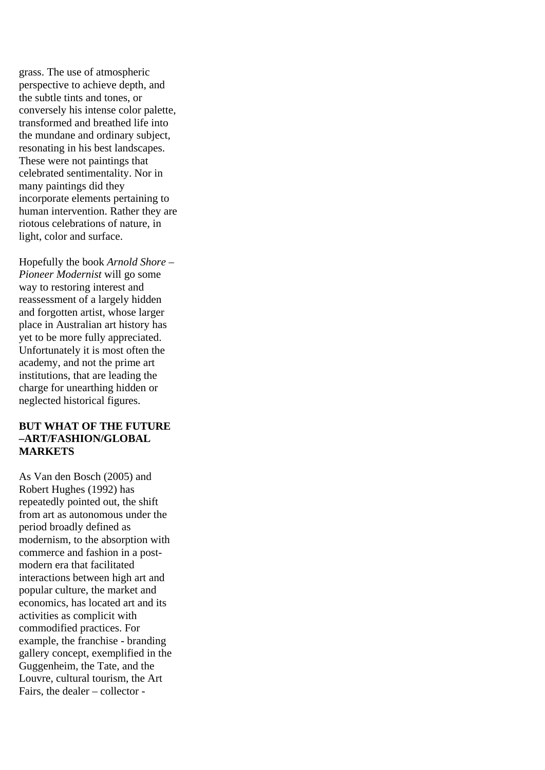grass. The use of atmospheric perspective to achieve depth, and the subtle tints and tones, or conversely his intense color palette, transformed and breathed life into the mundane and ordinary subject, resonating in his best landscapes. These were not paintings that celebrated sentimentality. Nor in many paintings did they incorporate elements pertaining to human intervention. Rather they are riotous celebrations of nature, in light, color and surface.

Hopefully the book *Arnold Shore – Pioneer Modernist* will go some way to restoring interest and reassessment of a largely hidden and forgotten artist, whose larger place in Australian art history has yet to be more fully appreciated. Unfortunately it is most often the academy, and not the prime art institutions, that are leading the charge for unearthing hidden or neglected historical figures.

**BUT WHAT OF THE FUTURE –ART/FASHION/GLOBAL MARKETS**

As Van den Bosch (2005) and Robert Hughes (1992) has repeatedly pointed out, the shift from art as autonomous under the period broadly defined as modernism, to the absorption with commerce and fashion in a post-modern era that facilitated interactions between high art and popular culture, the market and economics, has located art and its activities as complicit with commodified practices. For example, the franchise - branding gallery concept, exemplified in the Guggenheim, the Tate, and the Louvre, cultural tourism, the Art Fairs, the dealer – collector -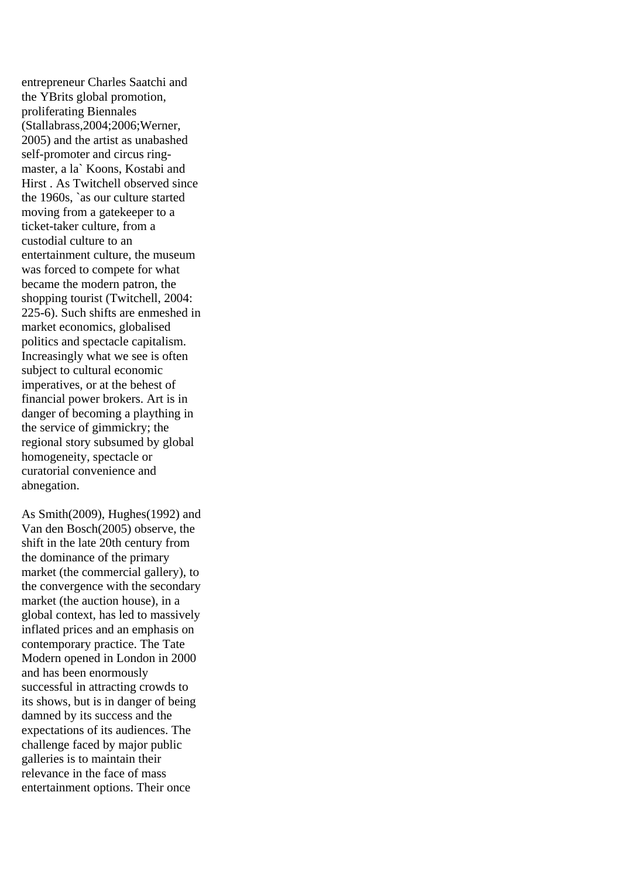entrepreneur Charles Saatchi and the YBrits global promotion, proliferating Biennales (Stallabrass,2004;2006;Werner, 2005) and the artist as unabashed self-promoter and circus ring-master, a la` Koons, Kostabi and Hirst . As Twitchell observed since the 1960s, `as our culture started moving from a gatekeeper to a ticket-taker culture, from a custodial culture to an entertainment culture, the museum was forced to compete for what became the modern patron, the shopping tourist (Twitchell, 2004: 225-6). Such shifts are enmeshed in market economics, globalised politics and spectacle capitalism. Increasingly what we see is often subject to cultural economic imperatives, or at the behest of financial power brokers. Art is in danger of becoming a plaything in the service of gimmickry; the regional story subsumed by global homogeneity, spectacle or curatorial convenience and abnegation.

As Smith(2009), Hughes(1992) and Van den Bosch(2005) observe, the shift in the late 20th century from the dominance of the primary market (the commercial gallery), to the convergence with the secondary market (the auction house), in a global context, has led to massively inflated prices and an emphasis on contemporary practice. The Tate Modern opened in London in 2000 and has been enormously successful in attracting crowds to its shows, but is in danger of being damned by its success and the expectations of its audiences. The challenge faced by major public galleries is to maintain their relevance in the face of mass entertainment options. Their once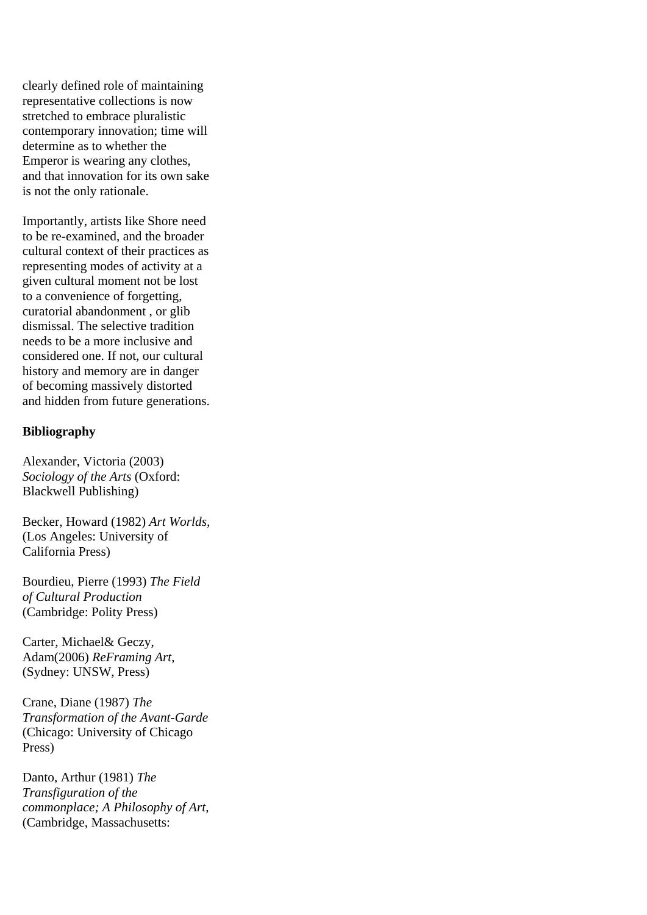clearly defined role of maintaining representative collections is now stretched to embrace pluralistic contemporary innovation; time will determine as to whether the Emperor is wearing any clothes, and that innovation for its own sake is not the only rationale.

Importantly, artists like Shore need to be re-examined, and the broader cultural context of their practices as representing modes of activity at a given cultural moment not be lost to a convenience of forgetting, curatorial abandonment , or glib dismissal. The selective tradition needs to be a more inclusive and considered one. If not, our cultural history and memory are in danger of becoming massively distorted and hidden from future generations.

**Bibliography**

Alexander, Victoria (2003) *Sociology of the Arts* (Oxford: Blackwell Publishing)

Becker, Howard (1982) *Art Worlds*, (Los Angeles: University of California Press)

Bourdieu, Pierre (1993) *The Field of Cultural Production* (Cambridge: Polity Press)

Carter, Michael& Geczy, Adam(2006) *ReFraming Art*, (Sydney: UNSW, Press)

Crane, Diane (1987) *The Transformation of the Avant-Garde* (Chicago: University of Chicago Press)

Danto, Arthur (1981) *The Transfiguration of the commonplace; A Philosophy of Art*, (Cambridge, Massachusetts: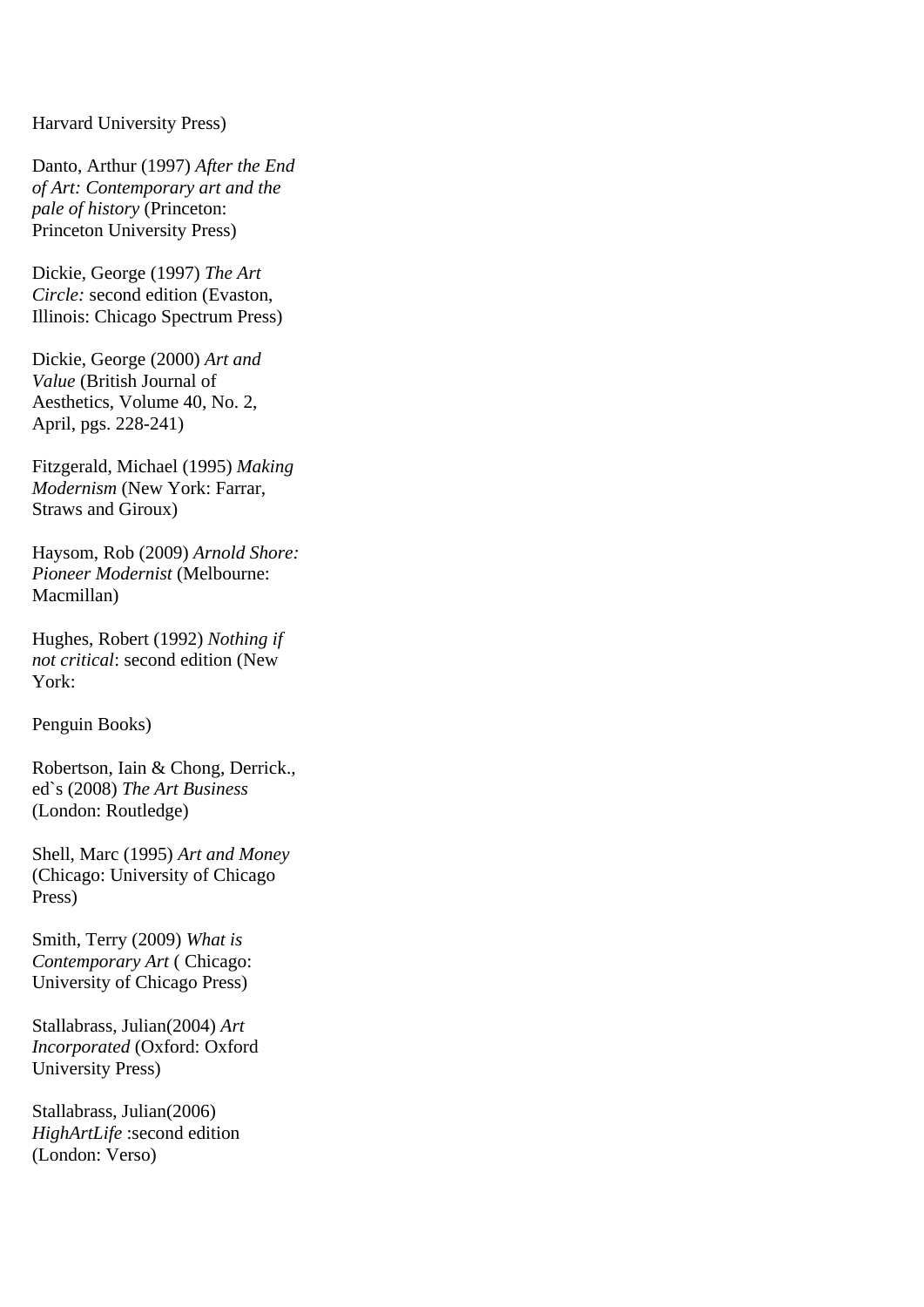Harvard University Press)

Danto, Arthur (1997) *After the End of Art: Contemporary art and the pale of history* (Princeton: Princeton University Press)

Dickie, George (1997) *The Art Circle:* second edition (Evaston, Illinois: Chicago Spectrum Press)

Dickie, George (2000) *Art and Value* (British Journal of Aesthetics, Volume 40, No. 2, April, pgs. 228-241)

Fitzgerald, Michael (1995) *Making Modernism* (New York: Farrar, Straws and Giroux)

Haysom, Rob (2009) *Arnold Shore: Pioneer Modernist* (Melbourne: Macmillan)

Hughes, Robert (1992) *Nothing if not critical*: second edition (New York:

Penguin Books)

Robertson, Iain & Chong, Derrick., ed`s (2008) *The Art Business* (London: Routledge)

Shell, Marc (1995) *Art and Money* (Chicago: University of Chicago Press)

Smith, Terry (2009) *What is Contemporary Art* ( Chicago: University of Chicago Press)

Stallabrass, Julian(2004) *Art Incorporated* (Oxford: Oxford University Press)

Stallabrass, Julian(2006) *HighArtLife* :second edition (London: Verso)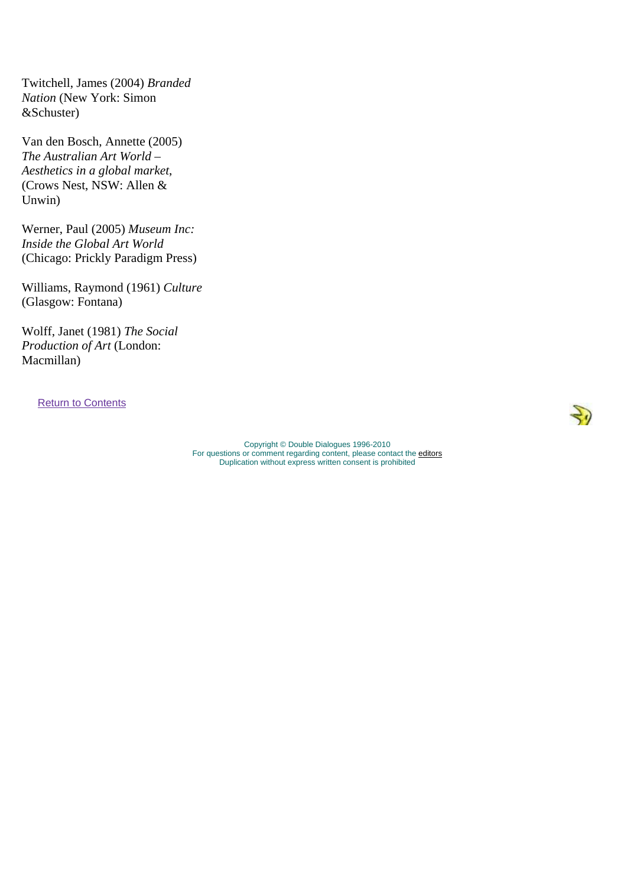Twitchell, James (2004) *Branded Nation* (New York: Simon &Schuster)

Van den Bosch, Annette (2005) *The Australian Art World – Aesthetics in a global market*, (Crows Nest, NSW: Allen & Unwin)

Werner, Paul (2005) *Museum Inc: Inside the Global Art World* (Chicago: Prickly Paradigm Press)

Williams, Raymond (1961) *Culture* (Glasgow: Fontana)

Wolff, Janet (1981) *The Social Production of Art* (London: Macmillan)

Return to Contents

Copyright © Double Dialogues 1996-2010
For questions or comment regarding content, please contact the editors
Duplication without express written consent is prohibited